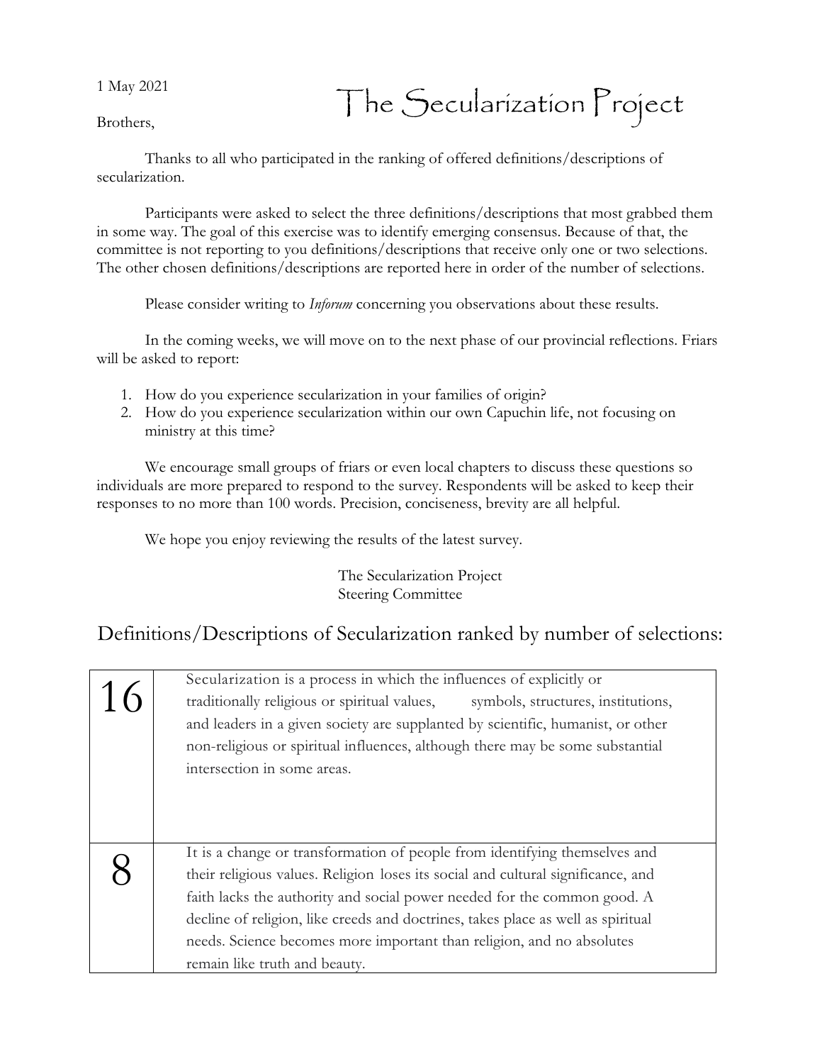1 May 2021

# The Secularization Project

Brothers,

Thanks to all who participated in the ranking of offered definitions/descriptions of secularization.

Participants were asked to select the three definitions/descriptions that most grabbed them in some way. The goal of this exercise was to identify emerging consensus. Because of that, the committee is not reporting to you definitions/descriptions that receive only one or two selections. The other chosen definitions/descriptions are reported here in order of the number of selections.

Please consider writing to *Inforum* concerning you observations about these results.

In the coming weeks, we will move on to the next phase of our provincial reflections. Friars will be asked to report:

1. How do you experience secularization in your families of origin?
2. How do you experience secularization within our own Capuchin life, not focusing on ministry at this time?

We encourage small groups of friars or even local chapters to discuss these questions so individuals are more prepared to respond to the survey. Respondents will be asked to keep their responses to no more than 100 words. Precision, conciseness, brevity are all helpful.

We hope you enjoy reviewing the results of the latest survey.

The Secularization Project
Steering Committee

## Definitions/Descriptions of Secularization ranked by number of selections:

| | |
|---|---|
| 16 | Secularization is a process in which the influences of explicitly or traditionally religious or spiritual values, symbols, structures, institutions, and leaders in a given society are supplanted by scientific, humanist, or other non-religious or spiritual influences, although there may be some substantial intersection in some areas. |
| 8 | It is a change or transformation of people from identifying themselves and their religious values. Religion loses its social and cultural significance, and faith lacks the authority and social power needed for the common good. A decline of religion, like creeds and doctrines, takes place as well as spiritual needs. Science becomes more important than religion, and no absolutes remain like truth and beauty. |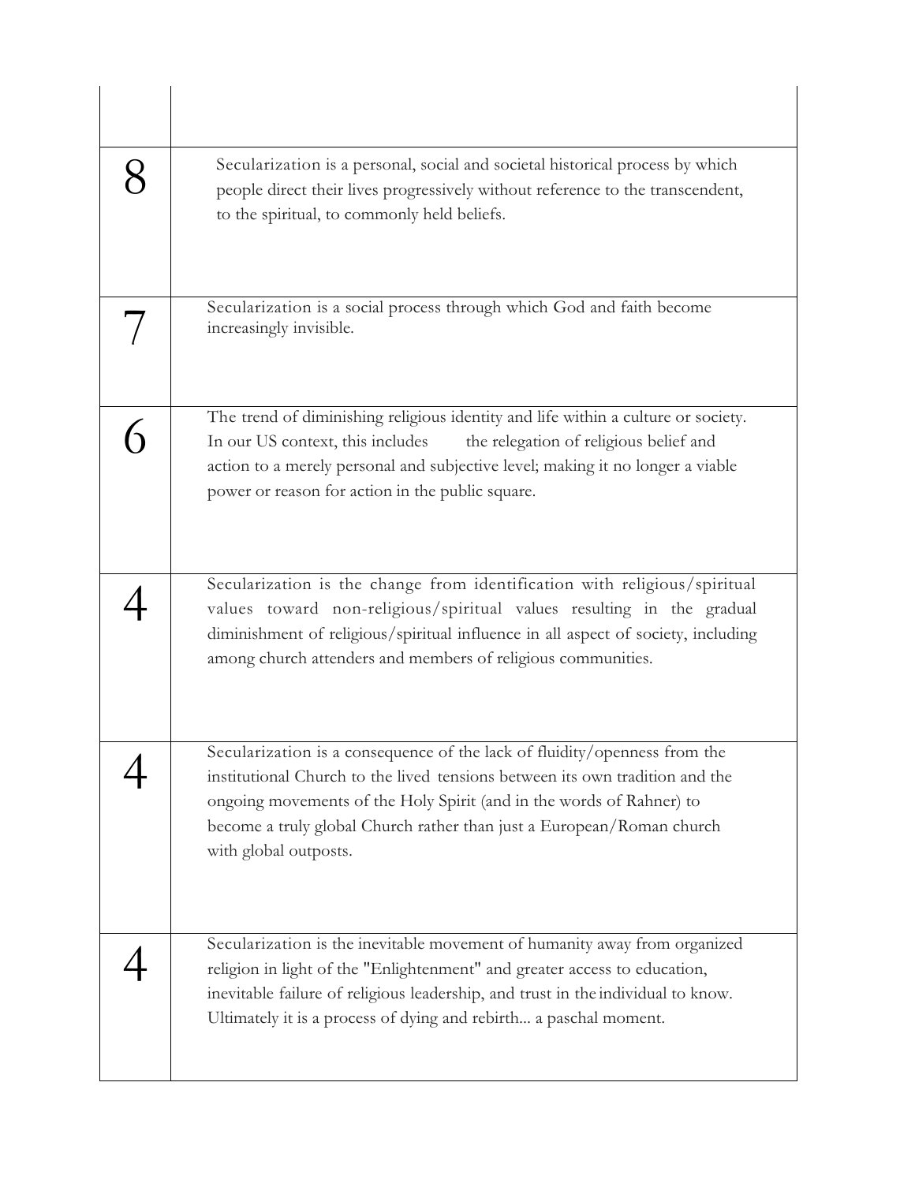| | |
|---|---|
| | |
| 8 | Secularization is a personal, social and societal historical process by which people direct their lives progressively without reference to the transcendent, to the spiritual, to commonly held beliefs. |
| 7 | Secularization is a social process through which God and faith become increasingly invisible. |
| 6 | The trend of diminishing religious identity and life within a culture or society. In our US context, this includes the relegation of religious belief and action to a merely personal and subjective level; making it no longer a viable power or reason for action in the public square. |
| 4 | Secularization is the change from identification with religious/spiritual values toward non-religious/spiritual values resulting in the gradual diminishment of religious/spiritual influence in all aspect of society, including among church attenders and members of religious communities. |
| 4 | Secularization is a consequence of the lack of fluidity/openness from the institutional Church to the lived tensions between its own tradition and the ongoing movements of the Holy Spirit (and in the words of Rahner) to become a truly global Church rather than just a European/Roman church with global outposts. |
| 4 | Secularization is the inevitable movement of humanity away from organized religion in light of the "Enlightenment" and greater access to education, inevitable failure of religious leadership, and trust in the individual to know. Ultimately it is a process of dying and rebirth... a paschal moment. |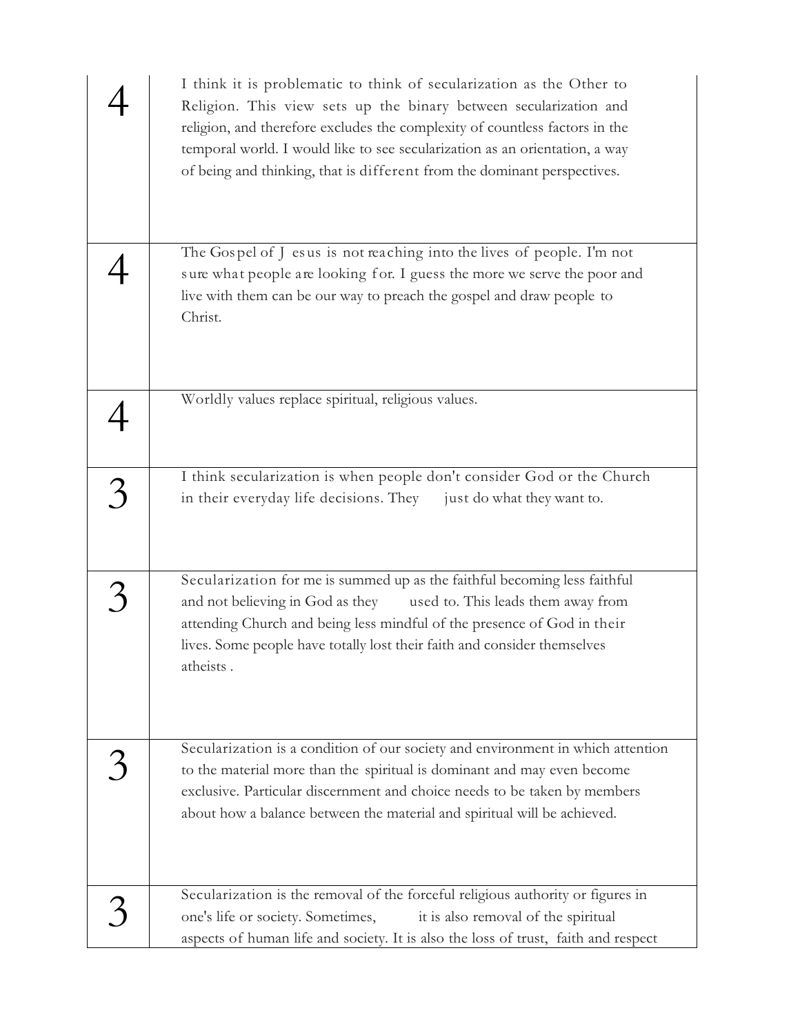| | |
|---|---|
| 4 | I think it is problematic to think of secularization as the Other to Religion. This view sets up the binary between secularization and religion, and therefore excludes the complexity of countless factors in the temporal world. I would like to see secularization as an orientation, a way of being and thinking, that is different from the dominant perspectives. |
| 4 | The Gospel of Jesus is not reaching into the lives of people. I'm not sure what people are looking for. I guess the more we serve the poor and live with them can be our way to preach the gospel and draw people to Christ. |
| 4 | Worldly values replace spiritual, religious values. |
| 3 | I think secularization is when people don't consider God or the Church in their everyday life decisions. They just do what they want to. |
| 3 | Secularization for me is summed up as the faithful becoming less faithful and not believing in God as they used to. This leads them away from attending Church and being less mindful of the presence of God in their lives. Some people have totally lost their faith and consider themselves atheists . |
| 3 | Secularization is a condition of our society and environment in which attention to the material more than the spiritual is dominant and may even become exclusive. Particular discernment and choice needs to be taken by members about how a balance between the material and spiritual will be achieved. |
| 3 | Secularization is the removal of the forceful religious authority or figures in one's life or society. Sometimes, it is also removal of the spiritual aspects of human life and society. It is also the loss of trust, faith and respect |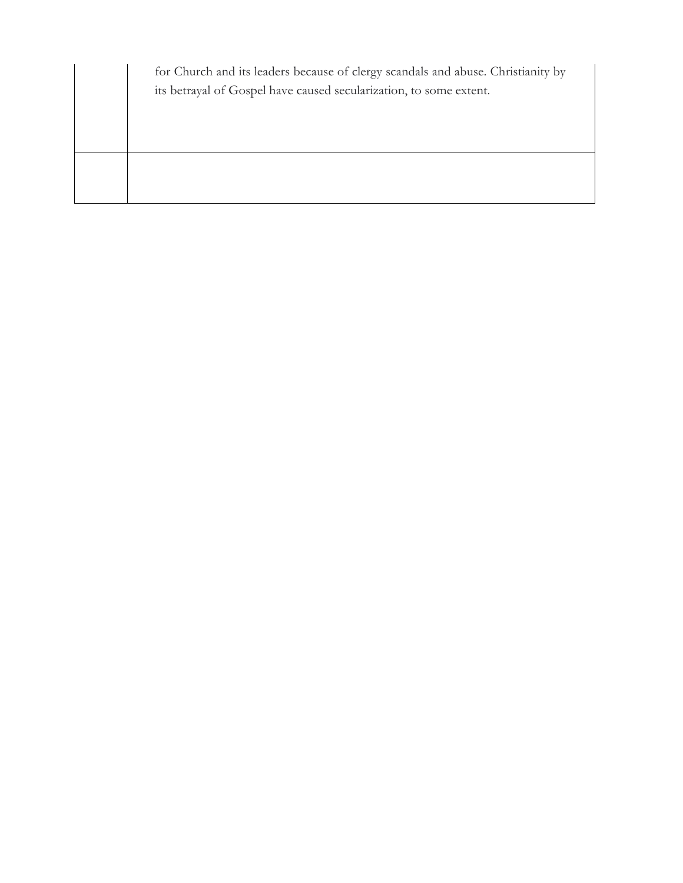| | |
|---|---|
| | for Church and its leaders because of clergy scandals and abuse. Christianity by its betrayal of Gospel have caused secularization, to some extent. |
| | |